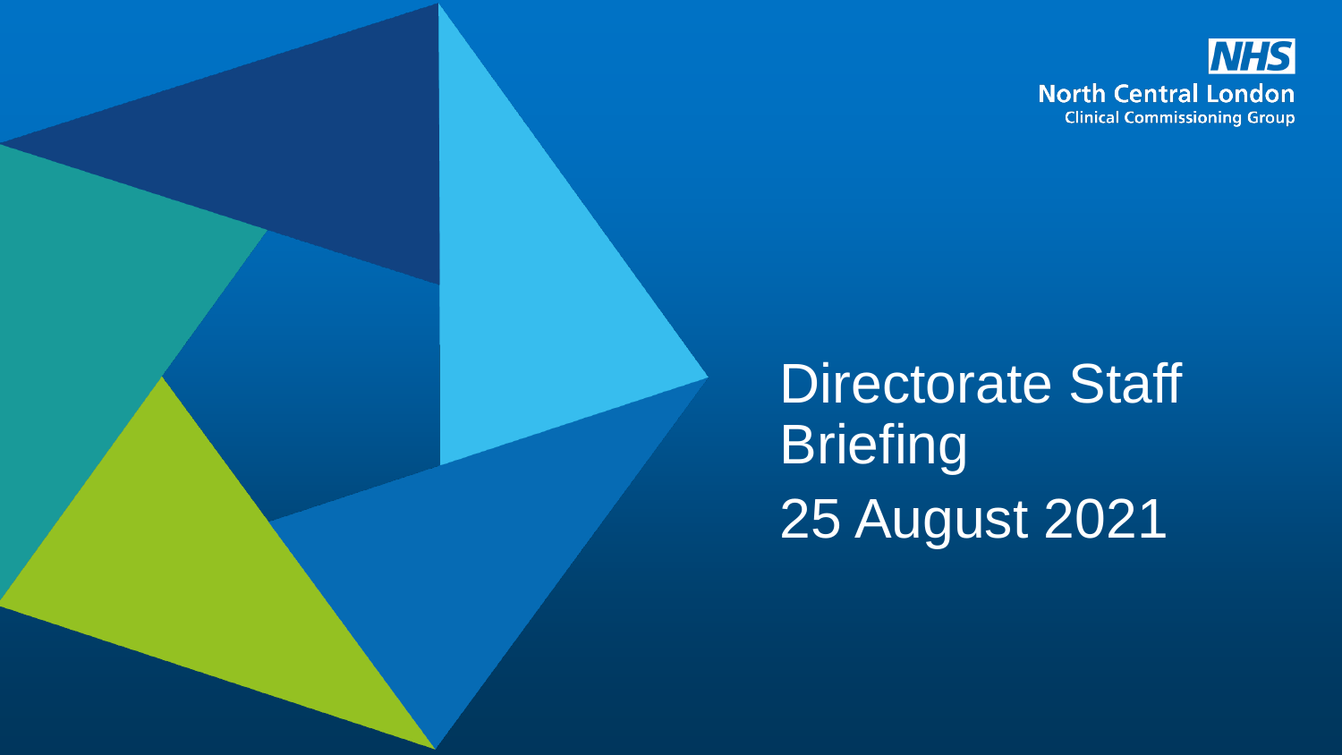NHS North Central London Clinical Commissioning Group

# Directorate Staff Briefing

25 August 2021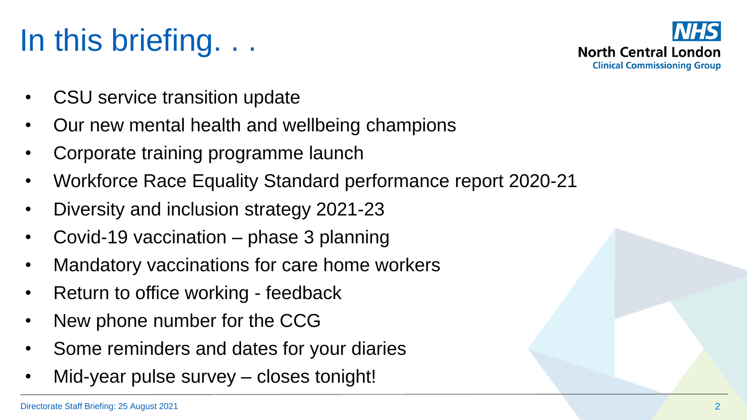# In this briefing. . .

- CSU service transition update
- Our new mental health and wellbeing champions
- Corporate training programme launch
- Workforce Race Equality Standard performance report 2020-21
- Diversity and inclusion strategy 2021-23
- Covid-19 vaccination – phase 3 planning
- Mandatory vaccinations for care home workers
- Return to office working - feedback
- New phone number for the CCG
- Some reminders and dates for your diaries
- Mid-year pulse survey – closes tonight!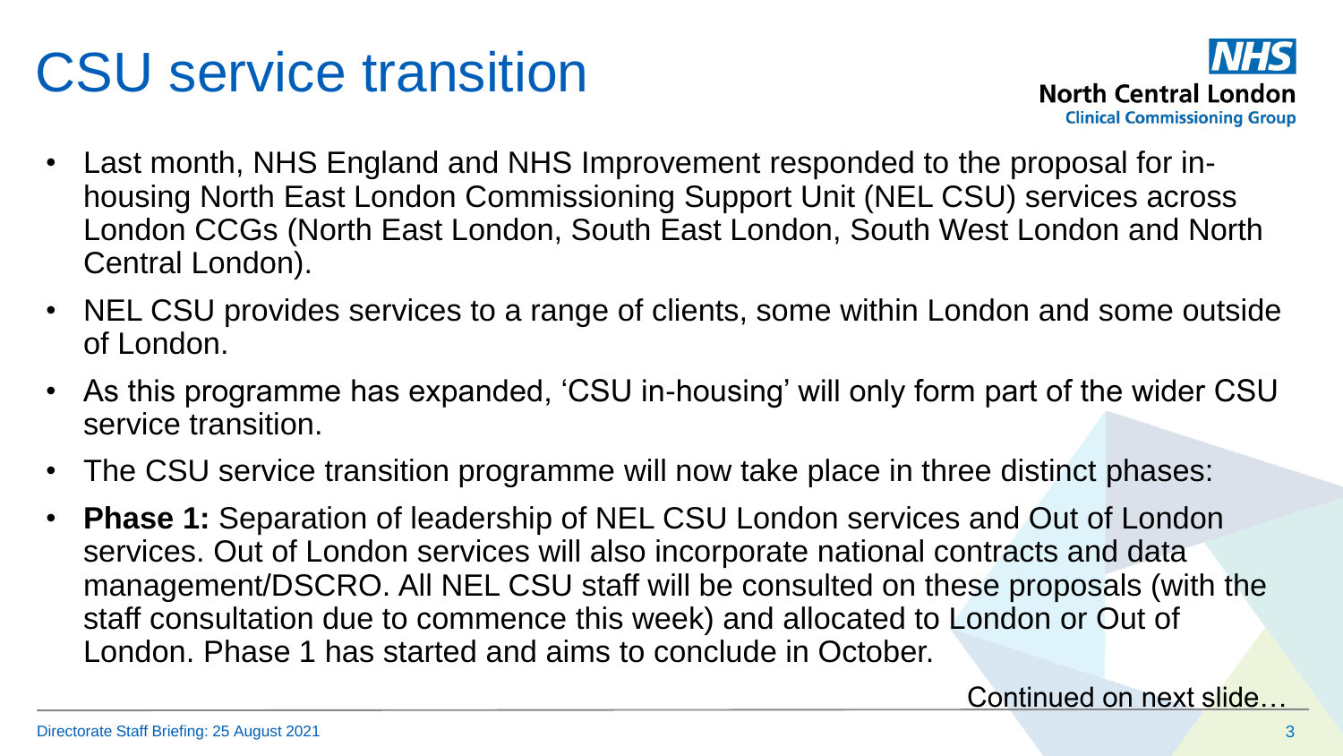# CSU service transition

NHS North Central London Clinical Commissioning Group

- Last month, NHS England and NHS Improvement responded to the proposal for in-housing North East London Commissioning Support Unit (NEL CSU) services across London CCGs (North East London, South East London, South West London and North Central London).
- NEL CSU provides services to a range of clients, some within London and some outside of London.
- As this programme has expanded, 'CSU in-housing' will only form part of the wider CSU service transition.
- The CSU service transition programme will now take place in three distinct phases:
- **Phase 1:** Separation of leadership of NEL CSU London services and Out of London services. Out of London services will also incorporate national contracts and data management/DSCRO. All NEL CSU staff will be consulted on these proposals (with the staff consultation due to commence this week) and allocated to London or Out of London. Phase 1 has started and aims to conclude in October.

Continued on next slide…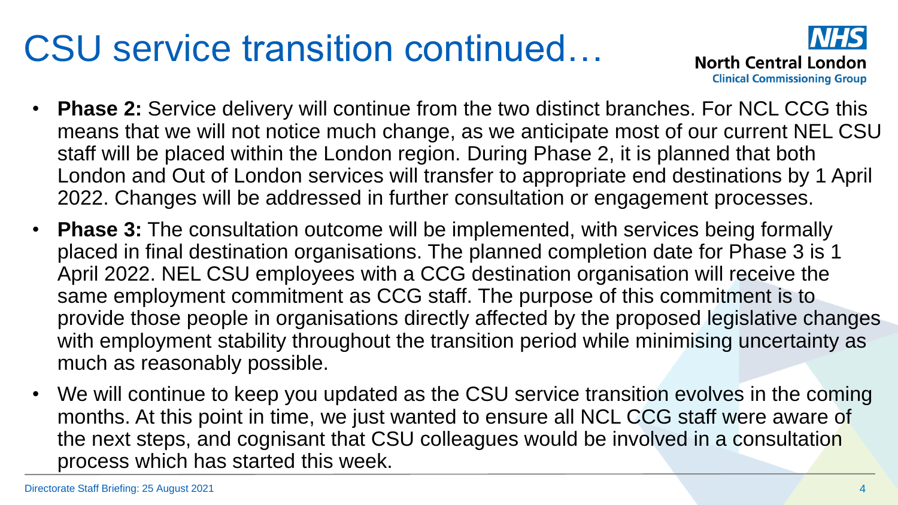# CSU service transition continued…

- **Phase 2:** Service delivery will continue from the two distinct branches. For NCL CCG this means that we will not notice much change, as we anticipate most of our current NEL CSU staff will be placed within the London region. During Phase 2, it is planned that both London and Out of London services will transfer to appropriate end destinations by 1 April 2022. Changes will be addressed in further consultation or engagement processes.
- **Phase 3:** The consultation outcome will be implemented, with services being formally placed in final destination organisations. The planned completion date for Phase 3 is 1 April 2022. NEL CSU employees with a CCG destination organisation will receive the same employment commitment as CCG staff. The purpose of this commitment is to provide those people in organisations directly affected by the proposed legislative changes with employment stability throughout the transition period while minimising uncertainty as much as reasonably possible.
- We will continue to keep you updated as the CSU service transition evolves in the coming months. At this point in time, we just wanted to ensure all NCL CCG staff were aware of the next steps, and cognisant that CSU colleagues would be involved in a consultation process which has started this week.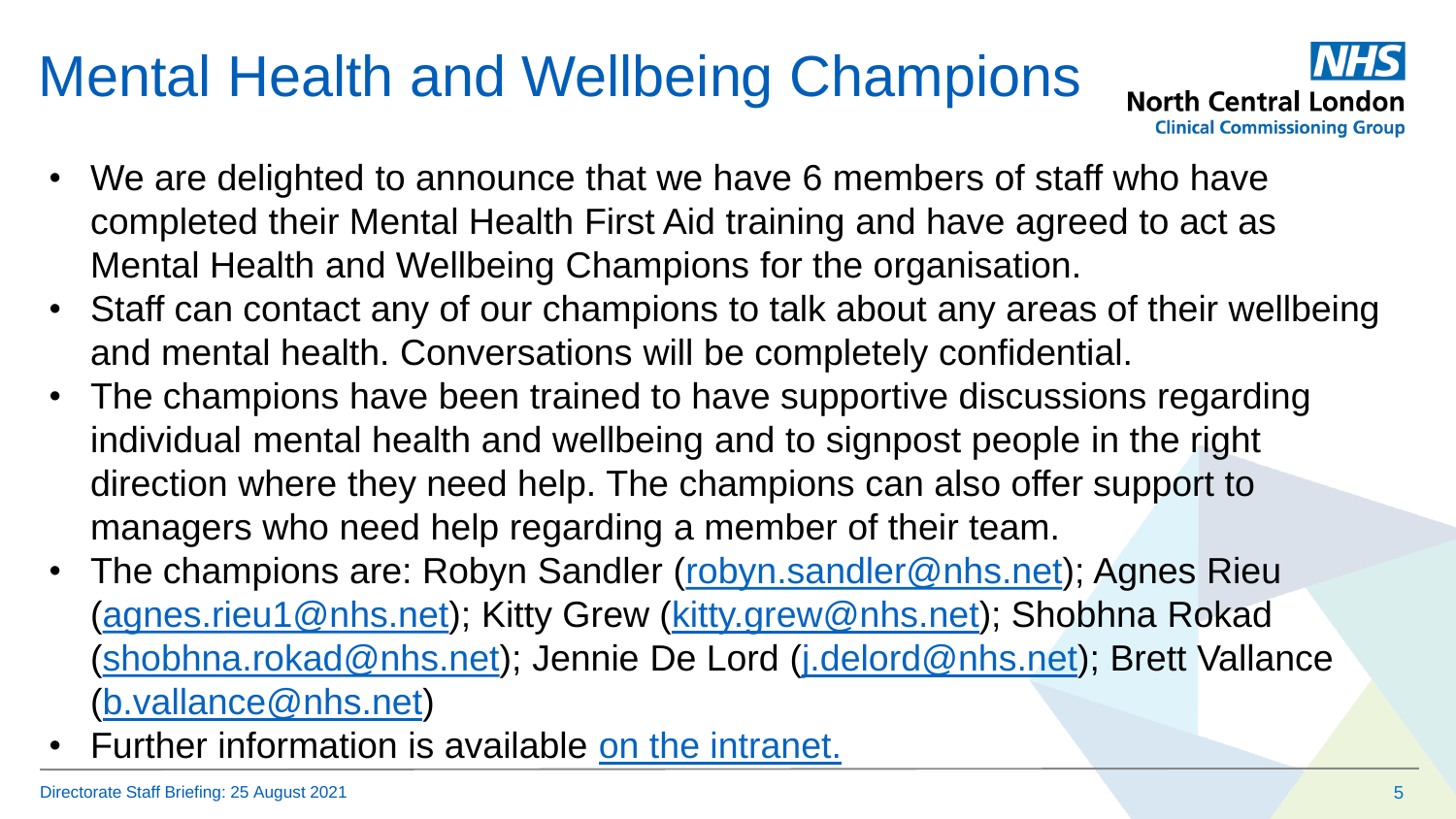# Mental Health and Wellbeing Champions

NHS North Central London Clinical Commissioning Group

- We are delighted to announce that we have 6 members of staff who have completed their Mental Health First Aid training and have agreed to act as Mental Health and Wellbeing Champions for the organisation.
- Staff can contact any of our champions to talk about any areas of their wellbeing and mental health. Conversations will be completely confidential.
- The champions have been trained to have supportive discussions regarding individual mental health and wellbeing and to signpost people in the right direction where they need help. The champions can also offer support to managers who need help regarding a member of their team.
- The champions are: Robyn Sandler (robyn.sandler@nhs.net); Agnes Rieu (agnes.rieu1@nhs.net); Kitty Grew (kitty.grew@nhs.net); Shobhna Rokad (shobhna.rokad@nhs.net); Jennie De Lord (j.delord@nhs.net); Brett Vallance (b.vallance@nhs.net)
- Further information is available on the intranet.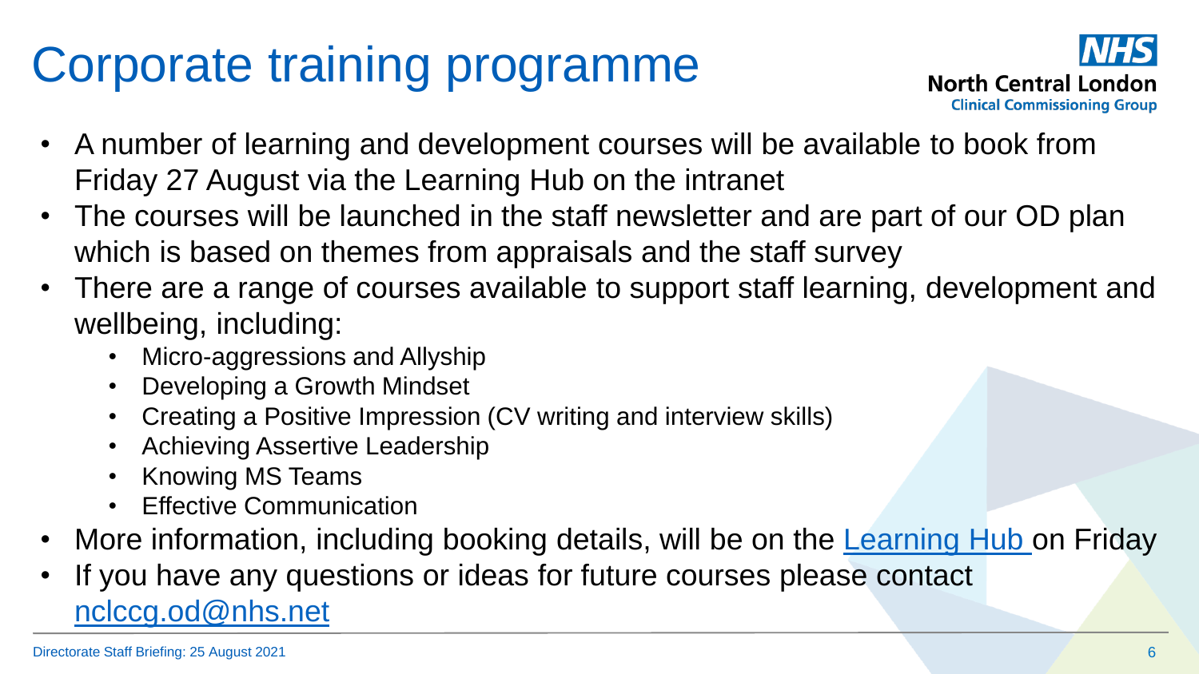# Corporate training programme

- A number of learning and development courses will be available to book from Friday 27 August via the Learning Hub on the intranet
- The courses will be launched in the staff newsletter and are part of our OD plan which is based on themes from appraisals and the staff survey
- There are a range of courses available to support staff learning, development and wellbeing, including:
  - Micro-aggressions and Allyship
  - Developing a Growth Mindset
  - Creating a Positive Impression (CV writing and interview skills)
  - Achieving Assertive Leadership
  - Knowing MS Teams
  - Effective Communication
- More information, including booking details, will be on the Learning Hub on Friday
- If you have any questions or ideas for future courses please contact nclccg.od@nhs.net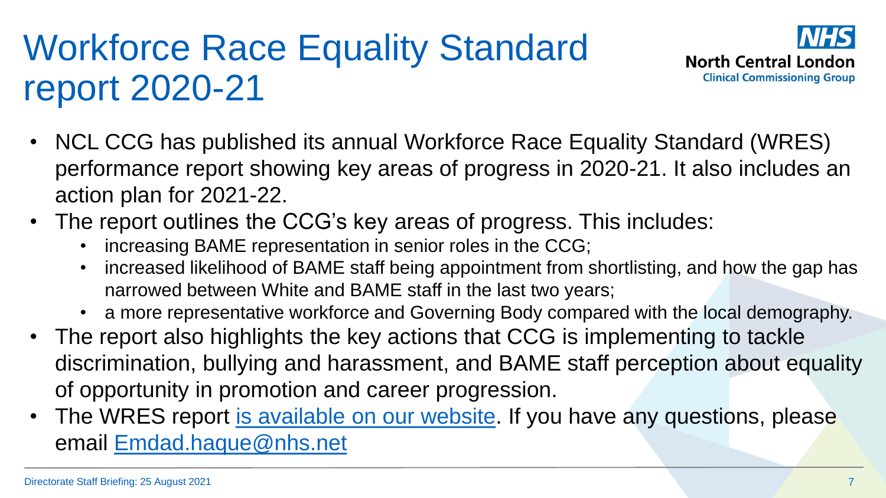# Workforce Race Equality Standard report 2020-21

- NCL CCG has published its annual Workforce Race Equality Standard (WRES) performance report showing key areas of progress in 2020-21. It also includes an action plan for 2021-22.
- The report outlines the CCG's key areas of progress. This includes:
  - increasing BAME representation in senior roles in the CCG;
  - increased likelihood of BAME staff being appointment from shortlisting, and how the gap has narrowed between White and BAME staff in the last two years;
  - a more representative workforce and Governing Body compared with the local demography.
- The report also highlights the key actions that CCG is implementing to tackle discrimination, bullying and harassment, and BAME staff perception about equality of opportunity in promotion and career progression.
- The WRES report is available on our website. If you have any questions, please email Emdad.haque@nhs.net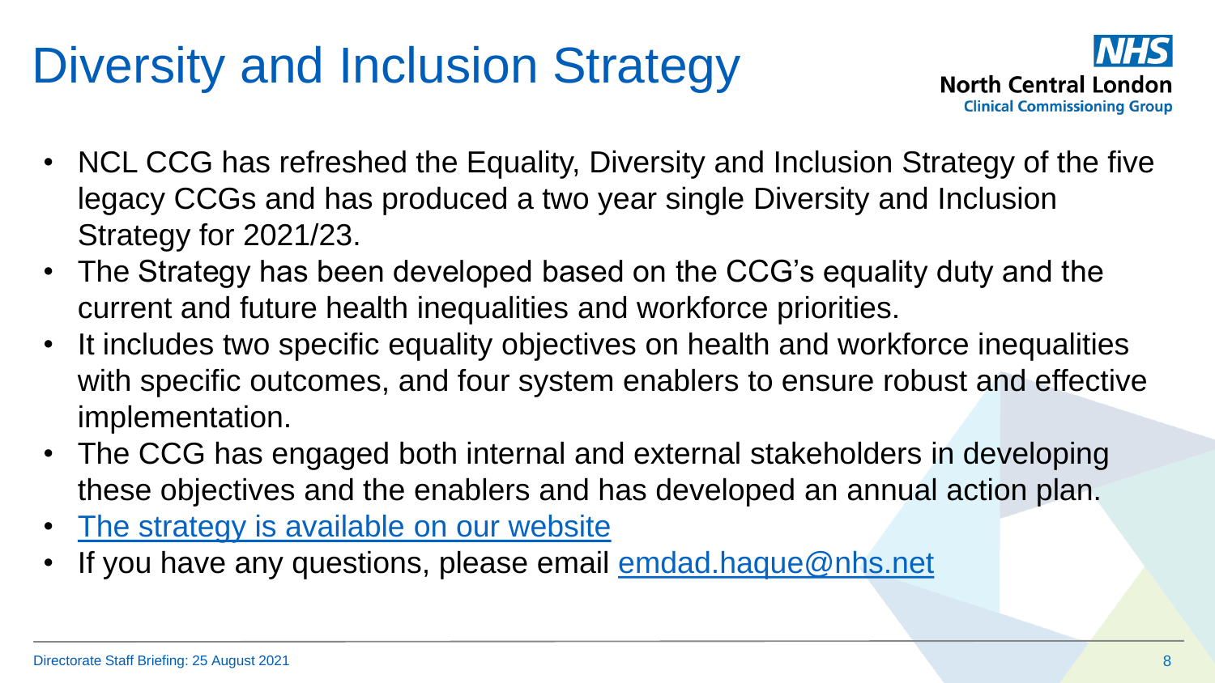# Diversity and Inclusion Strategy

- NCL CCG has refreshed the Equality, Diversity and Inclusion Strategy of the five legacy CCGs and has produced a two year single Diversity and Inclusion Strategy for 2021/23.
- The Strategy has been developed based on the CCG's equality duty and the current and future health inequalities and workforce priorities.
- It includes two specific equality objectives on health and workforce inequalities with specific outcomes, and four system enablers to ensure robust and effective implementation.
- The CCG has engaged both internal and external stakeholders in developing these objectives and the enablers and has developed an annual action plan.
- The strategy is available on our website
- If you have any questions, please email emdad.haque@nhs.net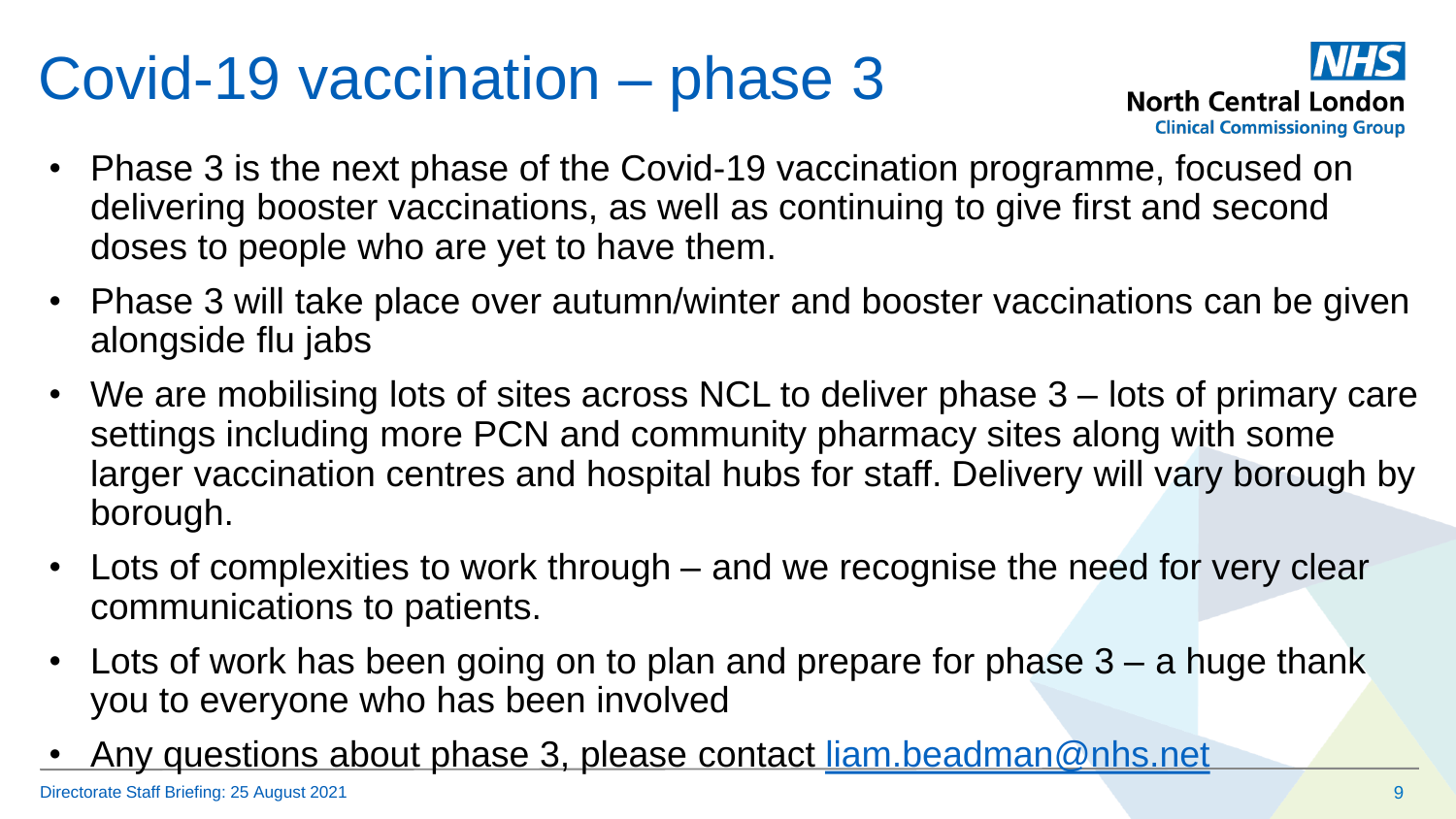# Covid-19 vaccination – phase 3

- Phase 3 is the next phase of the Covid-19 vaccination programme, focused on delivering booster vaccinations, as well as continuing to give first and second doses to people who are yet to have them.
- Phase 3 will take place over autumn/winter and booster vaccinations can be given alongside flu jabs
- We are mobilising lots of sites across NCL to deliver phase 3 – lots of primary care settings including more PCN and community pharmacy sites along with some larger vaccination centres and hospital hubs for staff. Delivery will vary borough by borough.
- Lots of complexities to work through – and we recognise the need for very clear communications to patients.
- Lots of work has been going on to plan and prepare for phase 3 – a huge thank you to everyone who has been involved
- Any questions about phase 3, please contact liam.beadman@nhs.net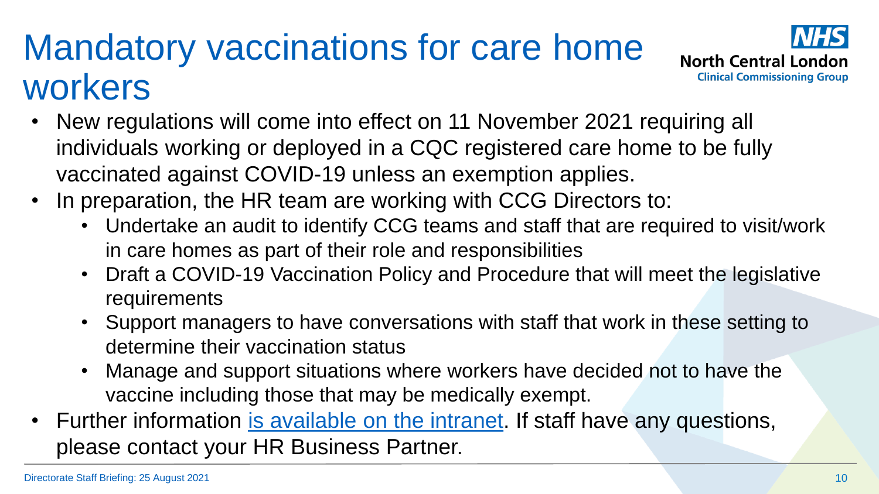# Mandatory vaccinations for care home workers

- New regulations will come into effect on 11 November 2021 requiring all individuals working or deployed in a CQC registered care home to be fully vaccinated against COVID-19 unless an exemption applies.
- In preparation, the HR team are working with CCG Directors to:
  - Undertake an audit to identify CCG teams and staff that are required to visit/work in care homes as part of their role and responsibilities
  - Draft a COVID-19 Vaccination Policy and Procedure that will meet the legislative requirements
  - Support managers to have conversations with staff that work in these setting to determine their vaccination status
  - Manage and support situations where workers have decided not to have the vaccine including those that may be medically exempt.
- Further information is available on the intranet. If staff have any questions, please contact your HR Business Partner.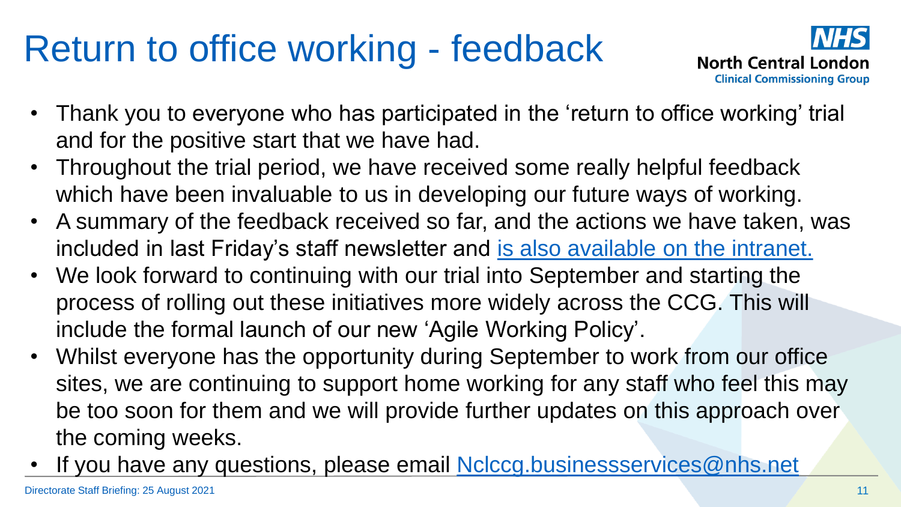# Return to office working - feedback

- Thank you to everyone who has participated in the 'return to office working' trial and for the positive start that we have had.
- Throughout the trial period, we have received some really helpful feedback which have been invaluable to us in developing our future ways of working.
- A summary of the feedback received so far, and the actions we have taken, was included in last Friday's staff newsletter and is also available on the intranet.
- We look forward to continuing with our trial into September and starting the process of rolling out these initiatives more widely across the CCG. This will include the formal launch of our new 'Agile Working Policy'.
- Whilst everyone has the opportunity during September to work from our office sites, we are continuing to support home working for any staff who feel this may be too soon for them and we will provide further updates on this approach over the coming weeks.
- If you have any questions, please email Nclccg.businessservices@nhs.net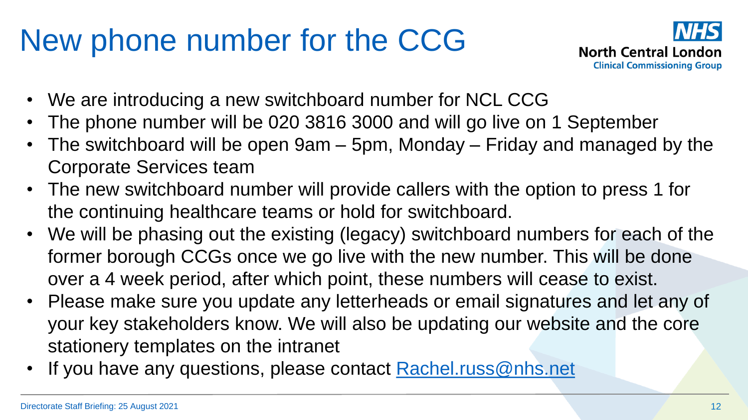# New phone number for the CCG

**NHS**
**North Central London**
**Clinical Commissioning Group**

- We are introducing a new switchboard number for NCL CCG
- The phone number will be 020 3816 3000 and will go live on 1 September
- The switchboard will be open 9am – 5pm, Monday – Friday and managed by the Corporate Services team
- The new switchboard number will provide callers with the option to press 1 for the continuing healthcare teams or hold for switchboard.
- We will be phasing out the existing (legacy) switchboard numbers for each of the former borough CCGs once we go live with the new number. This will be done over a 4 week period, after which point, these numbers will cease to exist.
- Please make sure you update any letterheads or email signatures and let any of your key stakeholders know. We will also be updating our website and the core stationery templates on the intranet
- If you have any questions, please contact [Rachel.russ@nhs.net](mailto:Rachel.russ@nhs.net)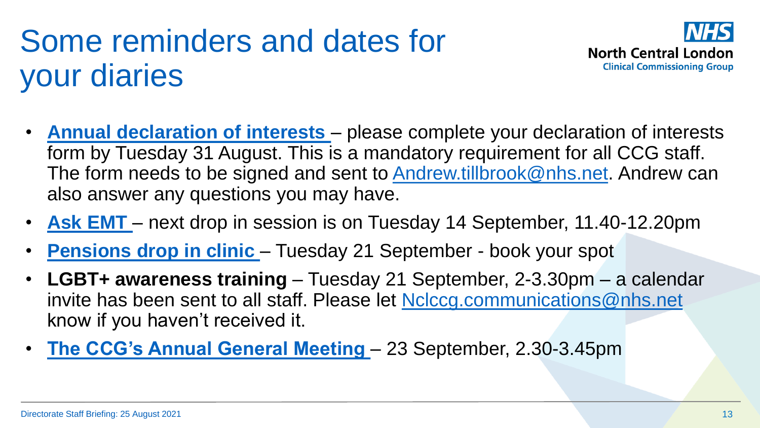# Some reminders and dates for your diaries

NHS North Central London Clinical Commissioning Group

- **Annual declaration of interests** – please complete your declaration of interests form by Tuesday 31 August. This is a mandatory requirement for all CCG staff. The form needs to be signed and sent to Andrew.tillbrook@nhs.net. Andrew can also answer any questions you may have.
- **Ask EMT** – next drop in session is on Tuesday 14 September, 11.40-12.20pm
- **Pensions drop in clinic** – Tuesday 21 September - book your spot
- **LGBT+ awareness training** – Tuesday 21 September, 2-3.30pm – a calendar invite has been sent to all staff. Please let Nclccg.communications@nhs.net know if you haven't received it.
- **The CCG's Annual General Meeting** – 23 September, 2.30-3.45pm

Directorate Staff Briefing: 25 August 2021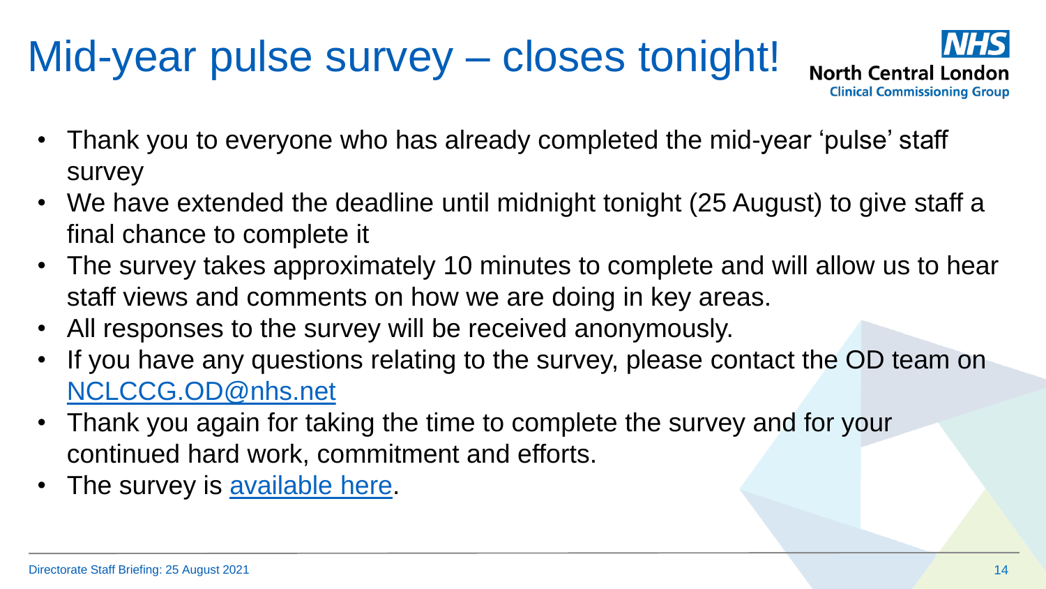# Mid-year pulse survey – closes tonight!

North Central London
Clinical Commissioning Group

- Thank you to everyone who has already completed the mid-year 'pulse' staff survey
- We have extended the deadline until midnight tonight (25 August) to give staff a final chance to complete it
- The survey takes approximately 10 minutes to complete and will allow us to hear staff views and comments on how we are doing in key areas.
- All responses to the survey will be received anonymously.
- If you have any questions relating to the survey, please contact the OD team on NCLCCG.OD@nhs.net
- Thank you again for taking the time to complete the survey and for your continued hard work, commitment and efforts.
- The survey is available here.